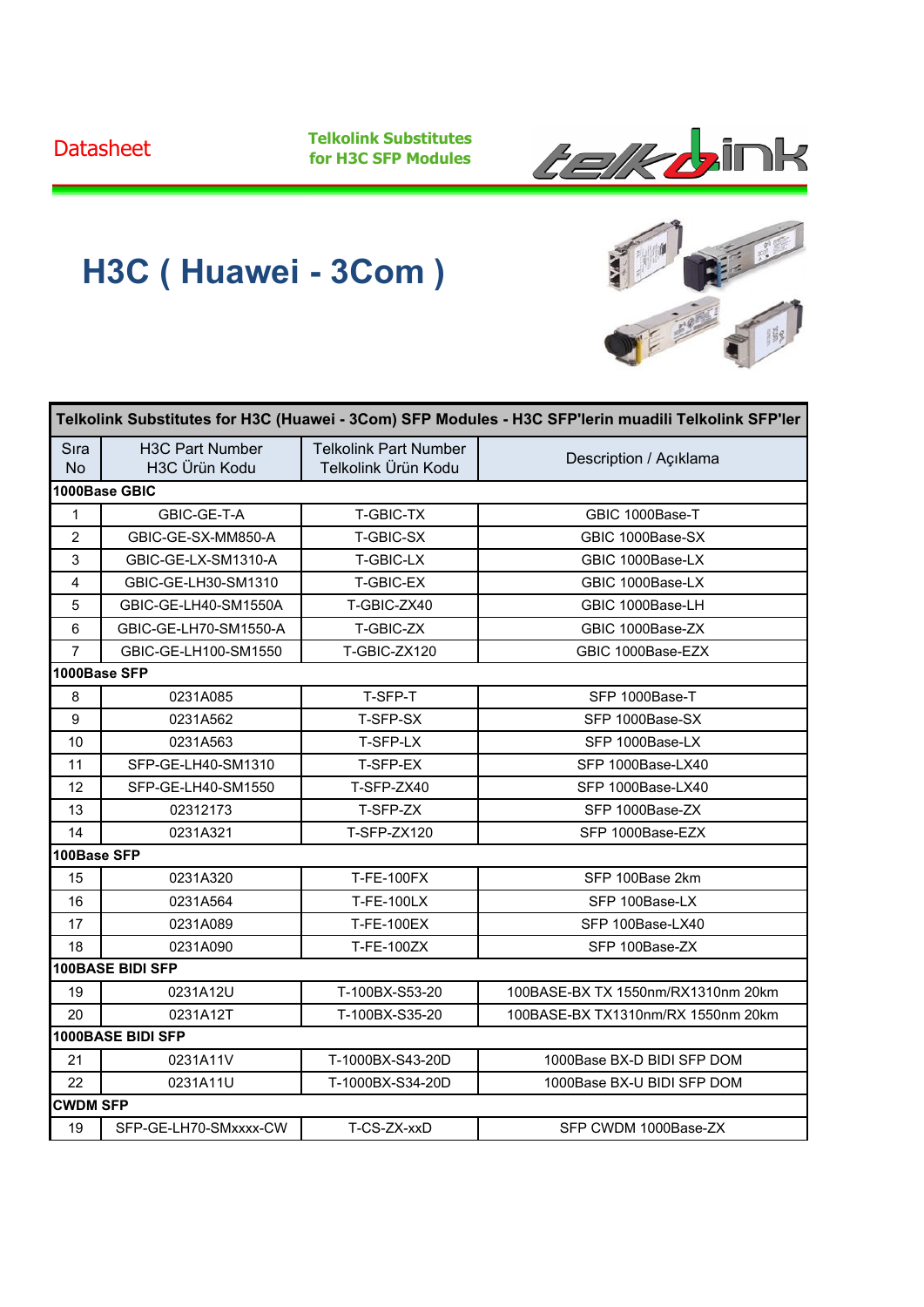Datasheet

**Telkolink Substitutes for H3C SFP Modules**

# H3C ( Huawei - 3Com )

| Telkolink Substitutes for H3C (Huawei - 3Com) SFP Modules - H3C SFP'lerin muadili Telkolink SFP'ler | | | |
|---|---|---|---|
| Sıra No | H3C Part Number H3C Ürün Kodu | Telkolink Part Number Telkolink Ürün Kodu | Description / Açıklama |
| **1000Base GBIC** | | | |
| 1 | GBIC-GE-T-A | T-GBIC-TX | GBIC 1000Base-T |
| 2 | GBIC-GE-SX-MM850-A | T-GBIC-SX | GBIC 1000Base-SX |
| 3 | GBIC-GE-LX-SM1310-A | T-GBIC-LX | GBIC 1000Base-LX |
| 4 | GBIC-GE-LH30-SM1310 | T-GBIC-EX | GBIC 1000Base-LX |
| 5 | GBIC-GE-LH40-SM1550A | T-GBIC-ZX40 | GBIC 1000Base-LH |
| 6 | GBIC-GE-LH70-SM1550-A | T-GBIC-ZX | GBIC 1000Base-ZX |
| 7 | GBIC-GE-LH100-SM1550 | T-GBIC-ZX120 | GBIC 1000Base-EZX |
| **1000Base SFP** | | | |
| 8 | 0231A085 | T-SFP-T | SFP 1000Base-T |
| 9 | 0231A562 | T-SFP-SX | SFP 1000Base-SX |
| 10 | 0231A563 | T-SFP-LX | SFP 1000Base-LX |
| 11 | SFP-GE-LH40-SM1310 | T-SFP-EX | SFP 1000Base-LX40 |
| 12 | SFP-GE-LH40-SM1550 | T-SFP-ZX40 | SFP 1000Base-LX40 |
| 13 | 02312173 | T-SFP-ZX | SFP 1000Base-ZX |
| 14 | 0231A321 | T-SFP-ZX120 | SFP 1000Base-EZX |
| **100Base SFP** | | | |
| 15 | 0231A320 | T-FE-100FX | SFP 100Base 2km |
| 16 | 0231A564 | T-FE-100LX | SFP 100Base-LX |
| 17 | 0231A089 | T-FE-100EX | SFP 100Base-LX40 |
| 18 | 0231A090 | T-FE-100ZX | SFP 100Base-ZX |
| **100BASE BIDI SFP** | | | |
| 19 | 0231A12U | T-100BX-S53-20 | 100BASE-BX TX 1550nm/RX1310nm 20km |
| 20 | 0231A12T | T-100BX-S35-20 | 100BASE-BX TX1310nm/RX 1550nm 20km |
| **1000BASE BIDI SFP** | | | |
| 21 | 0231A11V | T-1000BX-S43-20D | 1000Base BX-D BIDI SFP DOM |
| 22 | 0231A11U | T-1000BX-S34-20D | 1000Base BX-U BIDI SFP DOM |
| **CWDM SFP** | | | |
| 19 | SFP-GE-LH70-SMxxxx-CW | T-CS-ZX-xxD | SFP CWDM 1000Base-ZX |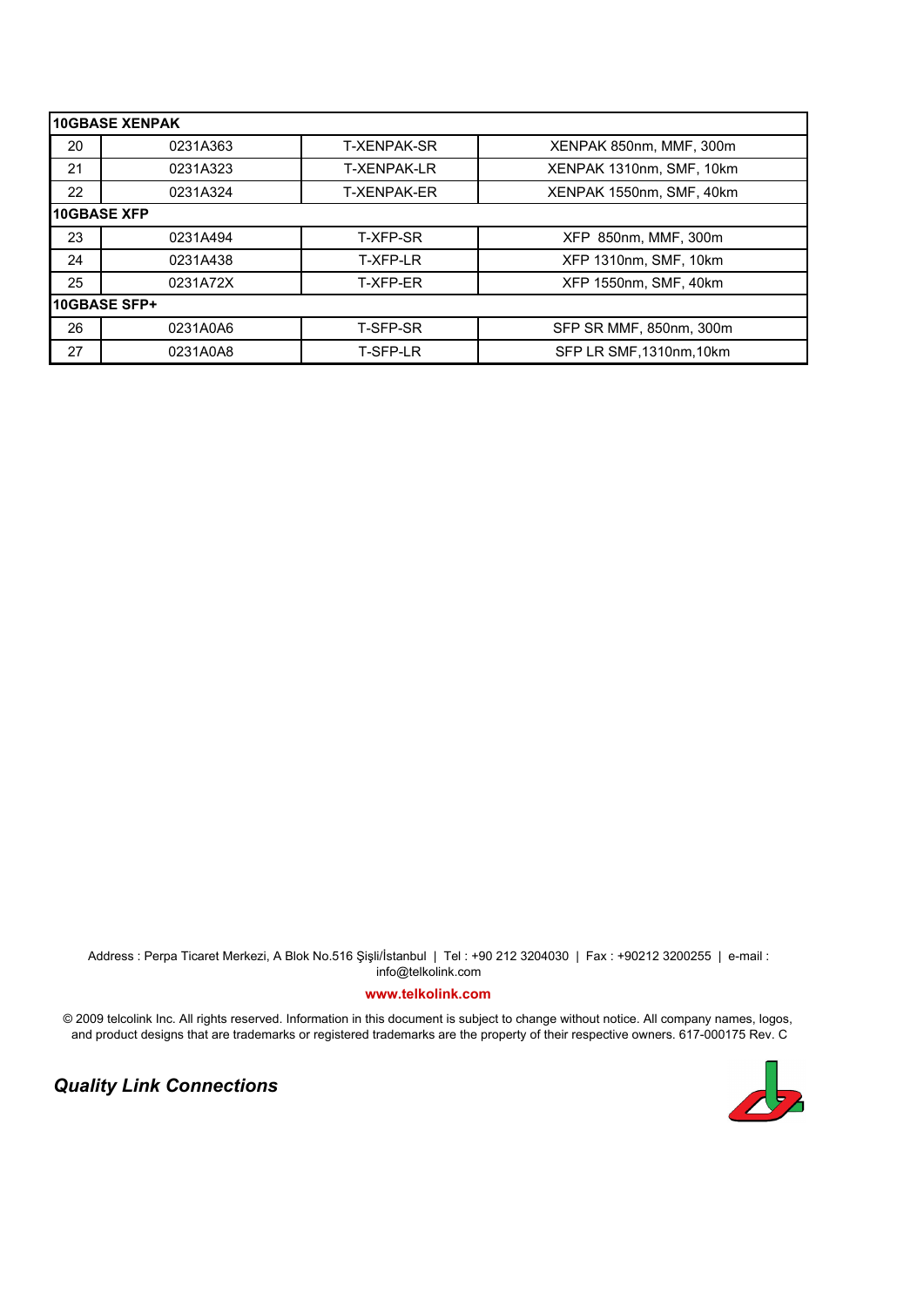| | | | |
|---|---|---|---|
| **10GBASE XENPAK** | | | |
| 20 | 0231A363 | T-XENPAK-SR | XENPAK 850nm, MMF, 300m |
| 21 | 0231A323 | T-XENPAK-LR | XENPAK 1310nm, SMF, 10km |
| 22 | 0231A324 | T-XENPAK-ER | XENPAK 1550nm, SMF, 40km |
| **10GBASE XFP** | | | |
| 23 | 0231A494 | T-XFP-SR | XFP 850nm, MMF, 300m |
| 24 | 0231A438 | T-XFP-LR | XFP 1310nm, SMF, 10km |
| 25 | 0231A72X | T-XFP-ER | XFP 1550nm, SMF, 40km |
| **10GBASE SFP+** | | | |
| 26 | 0231A0A6 | T-SFP-SR | SFP SR MMF, 850nm, 300m |
| 27 | 0231A0A8 | T-SFP-LR | SFP LR SMF,1310nm,10km |

Address : Perpa Ticaret Merkezi, A Blok No.516 Şişli/İstanbul | Tel : +90 212 3204030 | Fax : +90212 3200255 | e-mail : info@telkolink.com

**www.telkolink.com**

© 2009 telcolink Inc. All rights reserved. Information in this document is subject to change without notice. All company names, logos, and product designs that are trademarks or registered trademarks are the property of their respective owners. 617-000175 Rev. C

***Quality Link Connections***